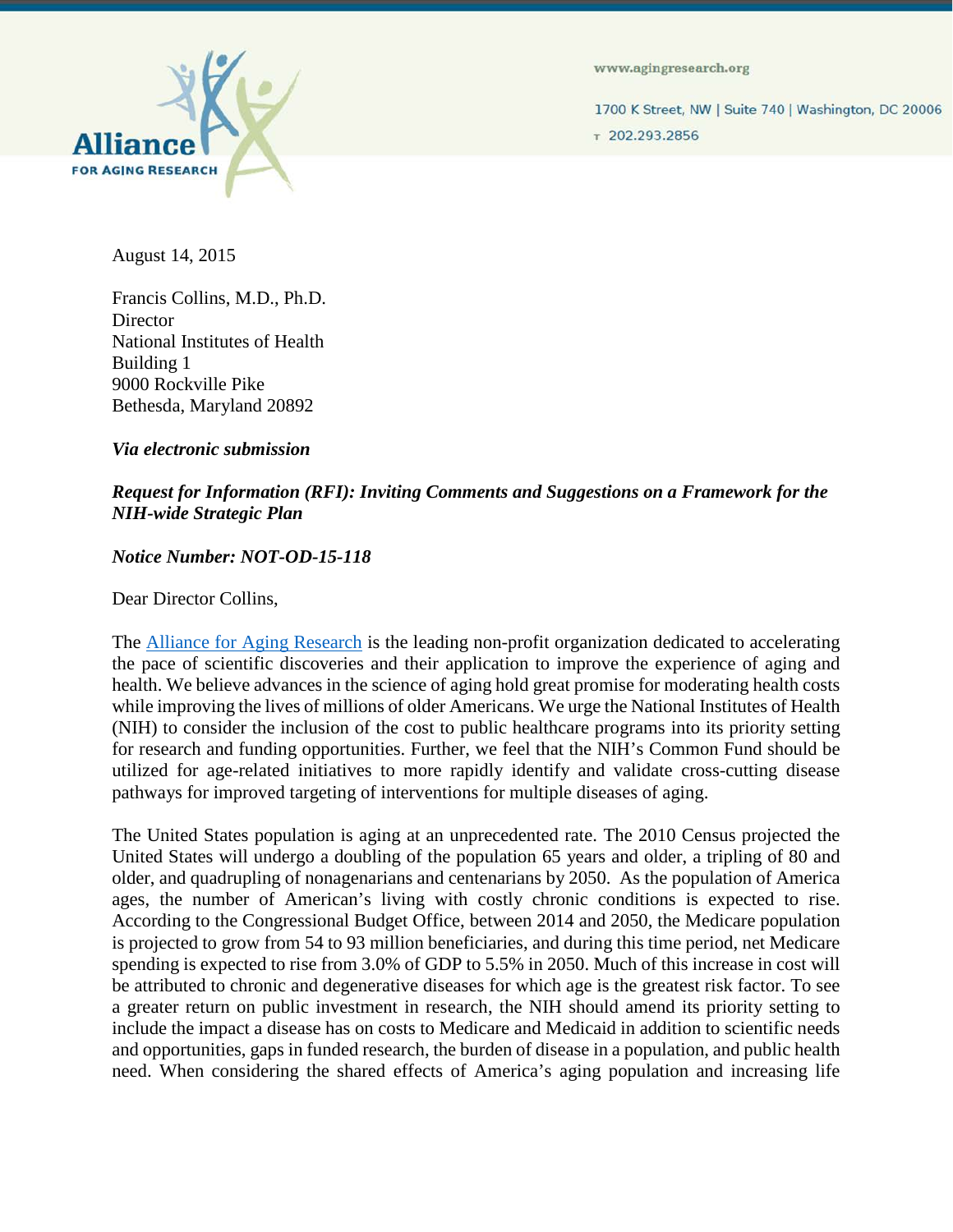Alliance FOR AGING RESEARCH

www.agingresearch.org

1700 K Street, NW | Suite 740 | Washington, DC 20006

T 202.293.2856

August 14, 2015

Francis Collins, M.D., Ph.D.
Director
National Institutes of Health
Building 1
9000 Rockville Pike
Bethesda, Maryland 20892

***Via electronic submission***

***Request for Information (RFI): Inviting Comments and Suggestions on a Framework for the NIH-wide Strategic Plan***

***Notice Number: NOT-OD-15-118***

Dear Director Collins,

The [Alliance for Aging Research]() is the leading non-profit organization dedicated to accelerating the pace of scientific discoveries and their application to improve the experience of aging and health. We believe advances in the science of aging hold great promise for moderating health costs while improving the lives of millions of older Americans. We urge the National Institutes of Health (NIH) to consider the inclusion of the cost to public healthcare programs into its priority setting for research and funding opportunities. Further, we feel that the NIH's Common Fund should be utilized for age-related initiatives to more rapidly identify and validate cross-cutting disease pathways for improved targeting of interventions for multiple diseases of aging.

The United States population is aging at an unprecedented rate. The 2010 Census projected the United States will undergo a doubling of the population 65 years and older, a tripling of 80 and older, and quadrupling of nonagenarians and centenarians by 2050. As the population of America ages, the number of American's living with costly chronic conditions is expected to rise. According to the Congressional Budget Office, between 2014 and 2050, the Medicare population is projected to grow from 54 to 93 million beneficiaries, and during this time period, net Medicare spending is expected to rise from 3.0% of GDP to 5.5% in 2050. Much of this increase in cost will be attributed to chronic and degenerative diseases for which age is the greatest risk factor. To see a greater return on public investment in research, the NIH should amend its priority setting to include the impact a disease has on costs to Medicare and Medicaid in addition to scientific needs and opportunities, gaps in funded research, the burden of disease in a population, and public health need. When considering the shared effects of America's aging population and increasing life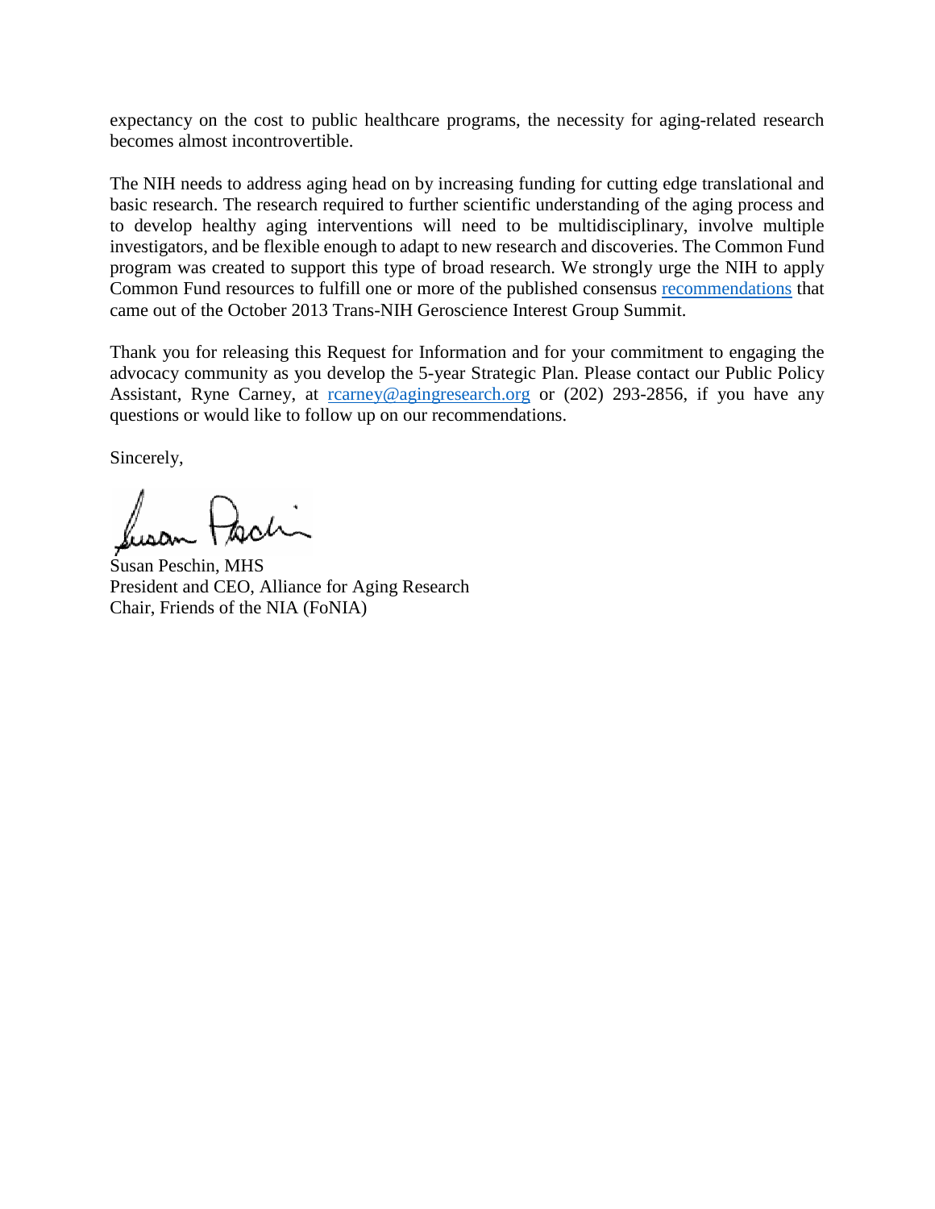expectancy on the cost to public healthcare programs, the necessity for aging-related research becomes almost incontrovertible.

The NIH needs to address aging head on by increasing funding for cutting edge translational and basic research. The research required to further scientific understanding of the aging process and to develop healthy aging interventions will need to be multidisciplinary, involve multiple investigators, and be flexible enough to adapt to new research and discoveries. The Common Fund program was created to support this type of broad research. We strongly urge the NIH to apply Common Fund resources to fulfill one or more of the published consensus recommendations that came out of the October 2013 Trans-NIH Geroscience Interest Group Summit.

Thank you for releasing this Request for Information and for your commitment to engaging the advocacy community as you develop the 5-year Strategic Plan. Please contact our Public Policy Assistant, Ryne Carney, at rcarney@agingresearch.org or (202) 293-2856, if you have any questions or would like to follow up on our recommendations.

Sincerely,

Susan Peschin, MHS
President and CEO, Alliance for Aging Research
Chair, Friends of the NIA (FoNIA)